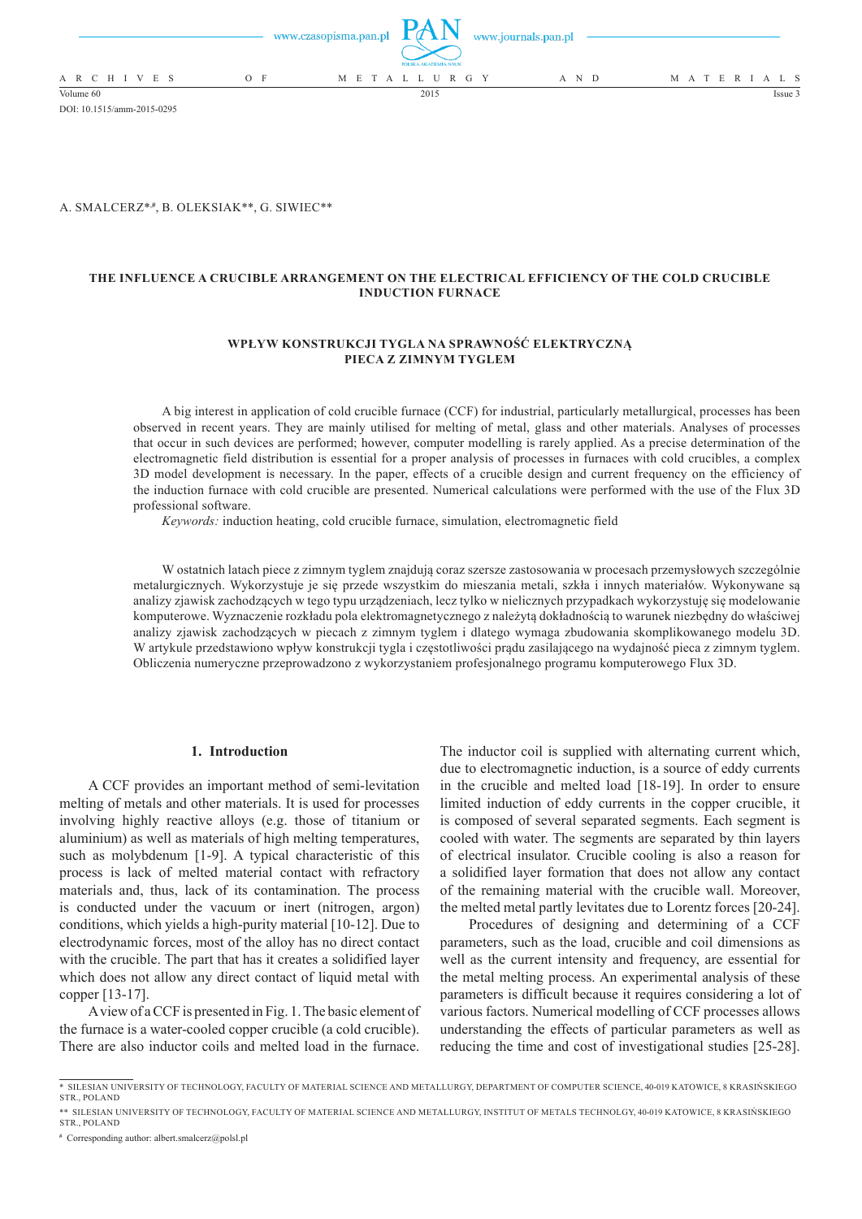DOI: 10.1515/amm-2015-0295

A. SMALCZERZ*,[#], B. OLEKSIAK**, G. SIWIEC**

# THE INFLUENCE A CRUCIBLE ARRANGEMENT ON THE ELECTRICAL EFFICIENCY OF THE COLD CRUCIBLE INDUCTION FURNACE

## WPŁYW KONSTRUKCJI TYGLA NA SPRAWNOŚĆ ELEKTRYCZNĄ PIECA Z ZIMNYM TYGLEM

A big interest in application of cold crucible furnace (CCF) for industrial, particularly metallurgical, processes has been observed in recent years. They are mainly utilised for melting of metal, glass and other materials. Analyses of processes that occur in such devices are performed; however, computer modelling is rarely applied. As a precise determination of the electromagnetic field distribution is essential for a proper analysis of processes in furnaces with cold crucibles, a complex 3D model development is necessary. In the paper, effects of a crucible design and current frequency on the efficiency of the induction furnace with cold crucible are presented. Numerical calculations were performed with the use of the Flux 3D professional software.

*Keywords:* induction heating, cold crucible furnace, simulation, electromagnetic field

W ostatnich latach piece z zimnym tyglem znajdują coraz szersze zastosowania w procesach przemysłowych szczególnie metalurgicznych. Wykorzystuje je się przede wszystkim do mieszania metali, szkła i innych materiałów. Wykonywane są analizy zjawisk zachodzących w tego typu urządzeniach, lecz tylko w nielicznych przypadkach wykorzystuję się modelowanie komputerowe. Wyznaczenie rozkładu pola elektromagnetycznego z należytą dokładnością to warunek niezbędny do właściwej analizy zjawisk zachodzących w piecach z zimnym tyglem i dlatego wymaga zbudowania skomplikowanego modelu 3D. W artykule przedstawiono wpływ konstrukcji tygla i częstotliwości prądu zasilającego na wydajność pieca z zimnym tyglem. Obliczenia numeryczne przeprowadzono z wykorzystaniem profesjonalnego programu komputerowego Flux 3D.

## 1. Introduction

A CCF provides an important method of semi-levitation melting of metals and other materials. It is used for processes involving highly reactive alloys (e.g. those of titanium or aluminium) as well as materials of high melting temperatures, such as molybdenum [1-9]. A typical characteristic of this process is lack of melted material contact with refractory materials and, thus, lack of its contamination. The process is conducted under the vacuum or inert (nitrogen, argon) conditions, which yields a high-purity material [10-12]. Due to electrodynamic forces, most of the alloy has no direct contact with the crucible. The part that has it creates a solidified layer which does not allow any direct contact of liquid metal with copper [13-17].

A view of a CCF is presented in Fig. 1. The basic element of the furnace is a water-cooled copper crucible (a cold crucible). There are also inductor coils and melted load in the furnace. The inductor coil is supplied with alternating current which, due to electromagnetic induction, is a source of eddy currents in the crucible and melted load [18-19]. In order to ensure limited induction of eddy currents in the copper crucible, it is composed of several separated segments. Each segment is cooled with water. The segments are separated by thin layers of electrical insulator. Crucible cooling is also a reason for a solidified layer formation that does not allow any contact of the remaining material with the crucible wall. Moreover, the melted metal partly levitates due to Lorentz forces [20-24].

Procedures of designing and determining of a CCF parameters, such as the load, crucible and coil dimensions as well as the current intensity and frequency, are essential for the metal melting process. An experimental analysis of these parameters is difficult because it requires considering a lot of various factors. Numerical modelling of CCF processes allows understanding the effects of particular parameters as well as reducing the time and cost of investigational studies [25-28].

\* SILESIAN UNIVERSITY OF TECHNOLOGY, FACULTY OF MATERIAL SCIENCE AND METALLURGY, DEPARTMENT OF COMPUTER SCIENCE, 40-019 KATOWICE, 8 KRASIŃSKIEGO STR., POLAND

\*\* SILESIAN UNIVERSITY OF TECHNOLOGY, FACULTY OF MATERIAL SCIENCE AND METALLURGY, INSTITUT OF METALS TECHNOLGY, 40-019 KATOWICE, 8 KRASIŃSKIEGO STR., POLAND

[#] Corresponding author: albert.smalcerz@polsl.pl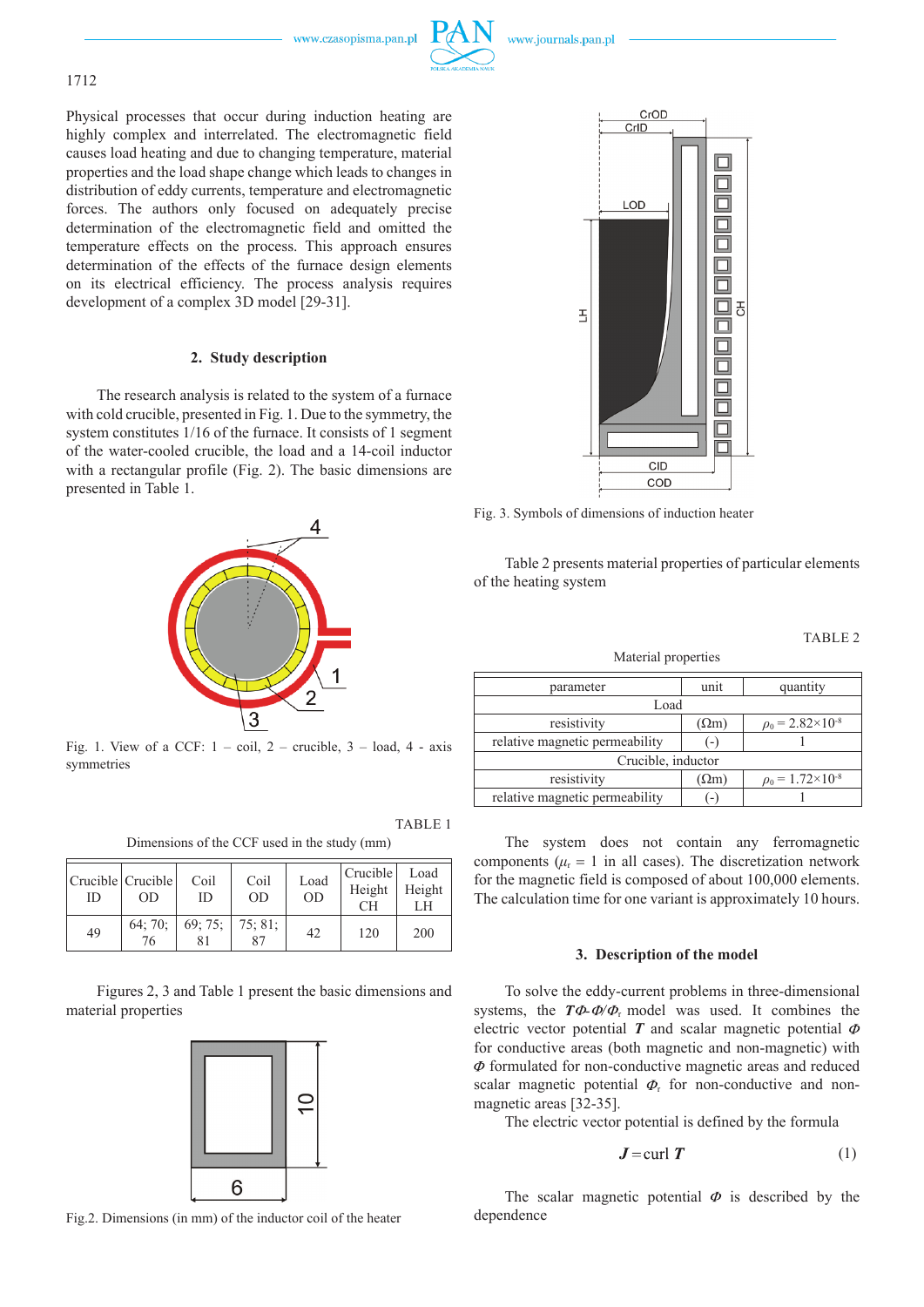Physical processes that occur during induction heating are highly complex and interrelated. The electromagnetic field causes load heating and due to changing temperature, material properties and the load shape change which leads to changes in distribution of eddy currents, temperature and electromagnetic forces. The authors only focused on adequately precise determination of the electromagnetic field and omitted the temperature effects on the process. This approach ensures determination of the effects of the furnace design elements on its electrical efficiency. The process analysis requires development of a complex 3D model [29-31].

## 2. Study description

The research analysis is related to the system of a furnace with cold crucible, presented in Fig. 1. Due to the symmetry, the system constitutes 1/16 of the furnace. It consists of 1 segment of the water-cooled crucible, the load and a 14-coil inductor with a rectangular profile (Fig. 2). The basic dimensions are presented in Table 1.

Fig. 1. View of a CCF: 1 – coil, 2 – crucible, 3 – load, 4 - axis symmetries

TABLE 1

Dimensions of the CCF used in the study (mm)

| Crucible ID | Crucible OD | Coil ID | Coil OD | Load OD | Crucible Height CH | Load Height LH |
|---|---|---|---|---|---|---|
| 49 | 64; 70; 76 | 69; 75; 81 | 75; 81; 87 | 42 | 120 | 200 |

Figures 2, 3 and Table 1 present the basic dimensions and material properties

Fig.2. Dimensions (in mm) of the inductor coil of the heater

Fig. 3. Symbols of dimensions of induction heater

Table 2 presents material properties of particular elements of the heating system

TABLE 2

Material properties

| parameter | unit | quantity |
|---|---|---|
| Load | | |
| resistivity | (Ωm) | $\rho_0 = 2.82\times10^{-8}$ |
| relative magnetic permeability | (-) | 1 |
| Crucible, inductor | | |
| resistivity | (Ωm) | $\rho_0 = 1.72\times10^{-8}$ |
| relative magnetic permeability | (-) | 1 |

The system does not contain any ferromagnetic components ($\mu_r$ = 1 in all cases). The discretization network for the magnetic field is composed of about 100,000 elements. The calculation time for one variant is approximately 10 hours.

## 3. Description of the model

To solve the eddy-current problems in three-dimensional systems, the $\boldsymbol{T}\Phi$-$\Phi/\Phi_r$ model was used. It combines the electric vector potential $\boldsymbol{T}$ and scalar magnetic potential $\Phi$ for conductive areas (both magnetic and non-magnetic) with $\Phi$ formulated for non-conductive magnetic areas and reduced scalar magnetic potential $\Phi_r$ for non-conductive and non-magnetic areas [32-35].

The electric vector potential is defined by the formula

$$\boldsymbol{J} = \text{curl}\ \boldsymbol{T} \tag{1}$$

The scalar magnetic potential $\Phi$ is described by the dependence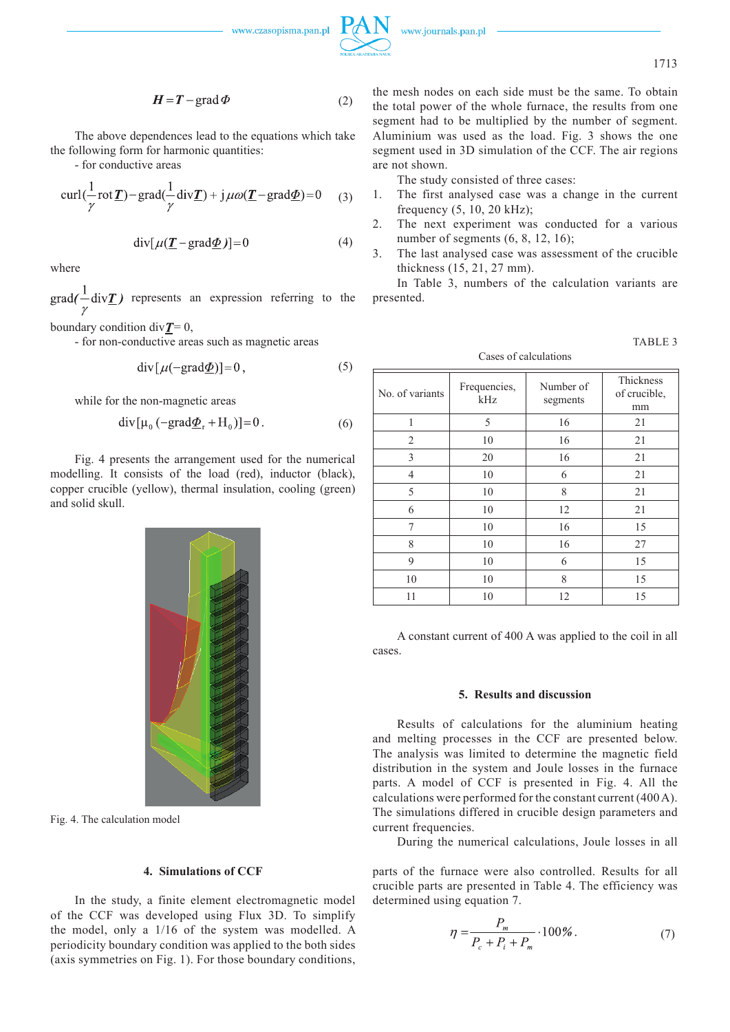$$\boldsymbol{H} = \boldsymbol{T} - \operatorname{grad} \Phi \tag{2}$$

The above dependences lead to the equations which take the following form for harmonic quantities:

- for conductive areas

$$\operatorname{curl}\left(\frac{1}{\gamma}\operatorname{rot}\underline{\boldsymbol{T}}\right) - \operatorname{grad}\left(\frac{1}{\gamma}\operatorname{div}\underline{\boldsymbol{T}}\right) + \mathrm{j}\mu\omega(\underline{\boldsymbol{T}} - \operatorname{grad}\underline{\Phi}) = 0 \tag{3}$$

$$\operatorname{div}[\mu(\underline{\boldsymbol{T}} - \operatorname{grad}\underline{\Phi})] = 0 \tag{4}$$

where

$\operatorname{grad}\left(\frac{1}{\gamma}\operatorname{div}\underline{\boldsymbol{T}}\right)$ represents an expression referring to the boundary condition $\operatorname{div}\underline{\boldsymbol{T}} = 0$,

- for non-conductive areas such as magnetic areas

$$\operatorname{div}[\mu(-\operatorname{grad}\underline{\Phi})] = 0, \tag{5}$$

while for the non-magnetic areas

$$\operatorname{div}[\mu_0(-\operatorname{grad}\underline{\Phi}_r + \mathrm{H}_0)] = 0. \tag{6}$$

Fig. 4 presents the arrangement used for the numerical modelling. It consists of the load (red), inductor (black), copper crucible (yellow), thermal insulation, cooling (green) and solid skull.

Fig. 4. The calculation model

## 4. Simulations of CCF

In the study, a finite element electromagnetic model of the CCF was developed using Flux 3D. To simplify the model, only a 1/16 of the system was modelled. A periodicity boundary condition was applied to the both sides (axis symmetries on Fig. 1). For those boundary conditions, the mesh nodes on each side must be the same. To obtain the total power of the whole furnace, the results from one segment had to be multiplied by the number of segment. Aluminium was used as the load. Fig. 3 shows the one segment used in 3D simulation of the CCF. The air regions are not shown.

The study consisted of three cases:

1. The first analysed case was a change in the current frequency (5, 10, 20 kHz);
2. The next experiment was conducted for a various number of segments (6, 8, 12, 16);
3. The last analysed case was assessment of the crucible thickness (15, 21, 27 mm).

In Table 3, numbers of the calculation variants are presented.

TABLE 3

Cases of calculations

| No. of variants | Frequencies, kHz | Number of segments | Thickness of crucible, mm |
|---|---|---|---|
| 1 | 5 | 16 | 21 |
| 2 | 10 | 16 | 21 |
| 3 | 20 | 16 | 21 |
| 4 | 10 | 6 | 21 |
| 5 | 10 | 8 | 21 |
| 6 | 10 | 12 | 21 |
| 7 | 10 | 16 | 15 |
| 8 | 10 | 16 | 27 |
| 9 | 10 | 6 | 15 |
| 10 | 10 | 8 | 15 |
| 11 | 10 | 12 | 15 |

A constant current of 400 A was applied to the coil in all cases.

## 5. Results and discussion

Results of calculations for the aluminium heating and melting processes in the CCF are presented below. The analysis was limited to determine the magnetic field distribution in the system and Joule losses in the furnace parts. A model of CCF is presented in Fig. 4. All the calculations were performed for the constant current (400 A). The simulations differed in crucible design parameters and current frequencies.

During the numerical calculations, Joule losses in all parts of the furnace were also controlled. Results for all crucible parts are presented in Table 4. The efficiency was determined using equation 7.

$$\eta = \frac{P_m}{P_c + P_i + P_m} \cdot 100\%. \tag{7}$$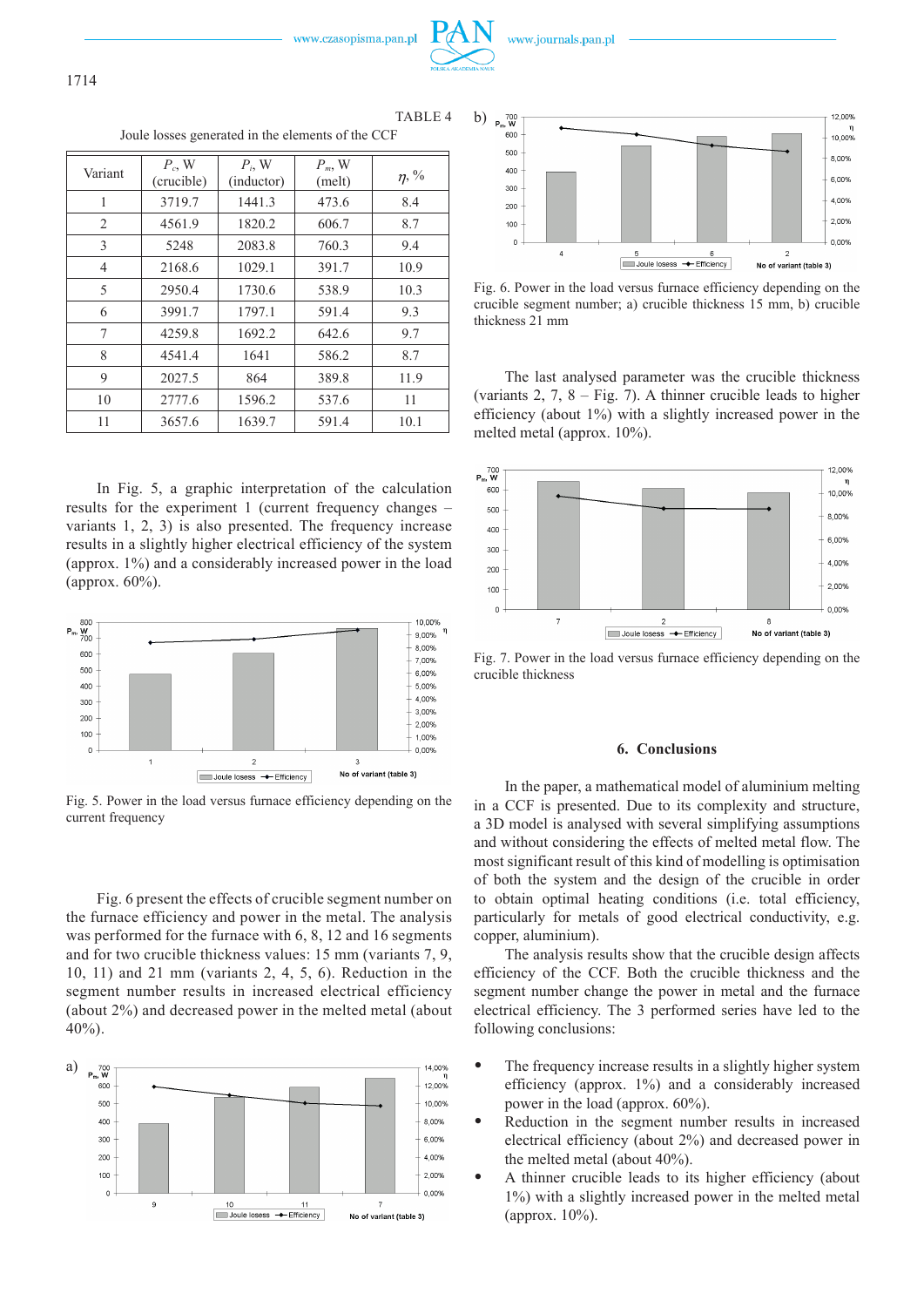TABLE 4

Joule losses generated in the elements of the CCF

| Variant | $P_c$, W (crucible) | $P_i$, W (inductor) | $P_m$, W (melt) | $\eta$, % |
|---|---|---|---|---|
| 1 | 3719.7 | 1441.3 | 473.6 | 8.4 |
| 2 | 4561.9 | 1820.2 | 606.7 | 8.7 |
| 3 | 5248 | 2083.8 | 760.3 | 9.4 |
| 4 | 2168.6 | 1029.1 | 391.7 | 10.9 |
| 5 | 2950.4 | 1730.6 | 538.9 | 10.3 |
| 6 | 3991.7 | 1797.1 | 591.4 | 9.3 |
| 7 | 4259.8 | 1692.2 | 642.6 | 9.7 |
| 8 | 4541.4 | 1641 | 586.2 | 8.7 |
| 9 | 2027.5 | 864 | 389.8 | 11.9 |
| 10 | 2777.6 | 1596.2 | 537.6 | 11 |
| 11 | 3657.6 | 1639.7 | 591.4 | 10.1 |

In Fig. 5, a graphic interpretation of the calculation results for the experiment 1 (current frequency changes – variants 1, 2, 3) is also presented. The frequency increase results in a slightly higher electrical efficiency of the system (approx. 1%) and a considerably increased power in the load (approx. 60%).

Fig. 5. Power in the load versus furnace efficiency depending on the current frequency

Fig. 6 present the effects of crucible segment number on the furnace efficiency and power in the metal. The analysis was performed for the furnace with 6, 8, 12 and 16 segments and for two crucible thickness values: 15 mm (variants 7, 9, 10, 11) and 21 mm (variants 2, 4, 5, 6). Reduction in the segment number results in increased electrical efficiency (about 2%) and decreased power in the melted metal (about 40%).

Fig. 6. Power in the load versus furnace efficiency depending on the crucible segment number; a) crucible thickness 15 mm, b) crucible thickness 21 mm

The last analysed parameter was the crucible thickness (variants 2, 7, 8 – Fig. 7). A thinner crucible leads to higher efficiency (about 1%) with a slightly increased power in the melted metal (approx. 10%).

Fig. 7. Power in the load versus furnace efficiency depending on the crucible thickness

## 6. Conclusions

In the paper, a mathematical model of aluminium melting in a CCF is presented. Due to its complexity and structure, a 3D model is analysed with several simplifying assumptions and without considering the effects of melted metal flow. The most significant result of this kind of modelling is optimisation of both the system and the design of the crucible in order to obtain optimal heating conditions (i.e. total efficiency, particularly for metals of good electrical conductivity, e.g. copper, aluminium).

The analysis results show that the crucible design affects efficiency of the CCF. Both the crucible thickness and the segment number change the power in metal and the furnace electrical efficiency. The 3 performed series have led to the following conclusions:

- The frequency increase results in a slightly higher system efficiency (approx. 1%) and a considerably increased power in the load (approx. 60%).
- Reduction in the segment number results in increased electrical efficiency (about 2%) and decreased power in the melted metal (about 40%).
- A thinner crucible leads to its higher efficiency (about 1%) with a slightly increased power in the melted metal (approx. 10%).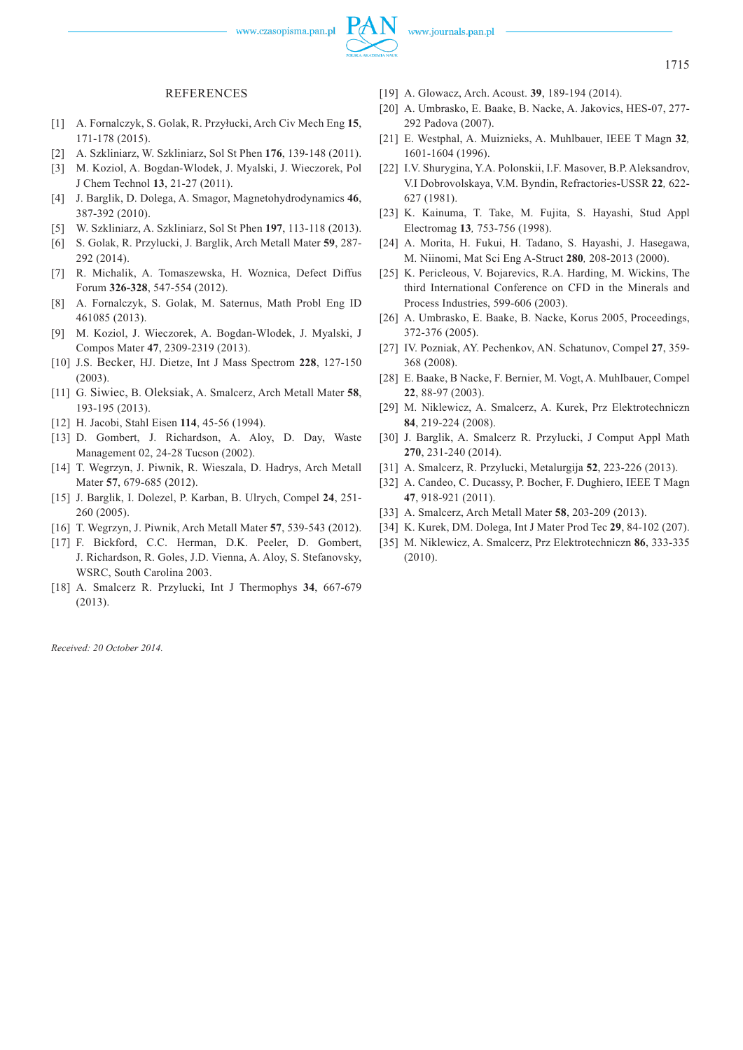## REFERENCES

[1] A. Fornalczyk, S. Golak, R. Przyłucki, Arch Civ Mech Eng **15**, 171-178 (2015).

[2] A. Szkliniarz, W. Szkliniarz, Sol St Phen **176**, 139-148 (2011).

[3] M. Koziol, A. Bogdan-Wlodek, J. Myalski, J. Wieczorek, Pol J Chem Technol **13**, 21-27 (2011).

[4] J. Barglik, D. Dolega, A. Smagor, Magnetohydrodynamics **46**, 387-392 (2010).

[5] W. Szkliniarz, A. Szkliniarz, Sol St Phen **197**, 113-118 (2013).

[6] S. Golak, R. Przylucki, J. Barglik, Arch Metall Mater **59**, 287-292 (2014).

[7] R. Michalik, A. Tomaszewska, H. Woznica, Defect Diffus Forum **326-328**, 547-554 (2012).

[8] A. Fornalczyk, S. Golak, M. Saternus, Math Probl Eng ID 461085 (2013).

[9] M. Koziol, J. Wieczorek, A. Bogdan-Wlodek, J. Myalski, J Compos Mater **47**, 2309-2319 (2013).

[10] J.S. Becker, HJ. Dietze, Int J Mass Spectrom **228**, 127-150 (2003).

[11] G. Siwiec, B. Oleksiak, A. Smalcerz, Arch Metall Mater **58**, 193-195 (2013).

[12] H. Jacobi, Stahl Eisen **114**, 45-56 (1994).

[13] D. Gombert, J. Richardson, A. Aloy, D. Day, Waste Management 02, 24-28 Tucson (2002).

[14] T. Wegrzyn, J. Piwnik, R. Wieszala, D. Hadrys, Arch Metall Mater **57**, 679-685 (2012).

[15] J. Barglik, I. Dolezel, P. Karban, B. Ulrych, Compel **24**, 251-260 (2005).

[16] T. Wegrzyn, J. Piwnik, Arch Metall Mater **57**, 539-543 (2012).

[17] F. Bickford, C.C. Herman, D.K. Peeler, D. Gombert, J. Richardson, R. Goles, J.D. Vienna, A. Aloy, S. Stefanovsky, WSRC, South Carolina 2003.

[18] A. Smalcerz R. Przylucki, Int J Thermophys **34**, 667-679 (2013).

[19] A. Glowacz, Arch. Acoust. **39**, 189-194 (2014).

[20] A. Umbrasko, E. Baake, B. Nacke, A. Jakovics, HES-07, 277-292 Padova (2007).

[21] E. Westphal, A. Muiznieks, A. Muhlbauer, IEEE T Magn **32**, 1601-1604 (1996).

[22] I.V. Shurygina, Y.A. Polonskii, I.F. Masover, B.P. Aleksandrov, V.I Dobrovolskaya, V.M. Byndin, Refractories-USSR **22**, 622-627 (1981).

[23] K. Kainuma, T. Take, M. Fujita, S. Hayashi, Stud Appl Electromag **13**, 753-756 (1998).

[24] A. Morita, H. Fukui, H. Tadano, S. Hayashi, J. Hasegawa, M. Niinomi, Mat Sci Eng A-Struct **280**, 208-2013 (2000).

[25] K. Pericleous, V. Bojarevics, R.A. Harding, M. Wickins, The third International Conference on CFD in the Minerals and Process Industries, 599-606 (2003).

[26] A. Umbrasko, E. Baake, B. Nacke, Korus 2005, Proceedings, 372-376 (2005).

[27] IV. Pozniak, AY. Pechenkov, AN. Schatunov, Compel **27**, 359-368 (2008).

[28] E. Baake, B Nacke, F. Bernier, M. Vogt, A. Muhlbauer, Compel **22**, 88-97 (2003).

[29] M. Niklewicz, A. Smalcerz, A. Kurek, Prz Elektrotechniczn **84**, 219-224 (2008).

[30] J. Barglik, A. Smalcerz R. Przylucki, J Comput Appl Math **270**, 231-240 (2014).

[31] A. Smalcerz, R. Przylucki, Metalurgija **52**, 223-226 (2013).

[32] A. Candeo, C. Ducassy, P. Bocher, F. Dughiero, IEEE T Magn **47**, 918-921 (2011).

[33] A. Smalcerz, Arch Metall Mater **58**, 203-209 (2013).

[34] K. Kurek, DM. Dolega, Int J Mater Prod Tec **29**, 84-102 (207).

[35] M. Niklewicz, A. Smalcerz, Prz Elektrotechniczn **86**, 333-335 (2010).

*Received: 20 October 2014.*